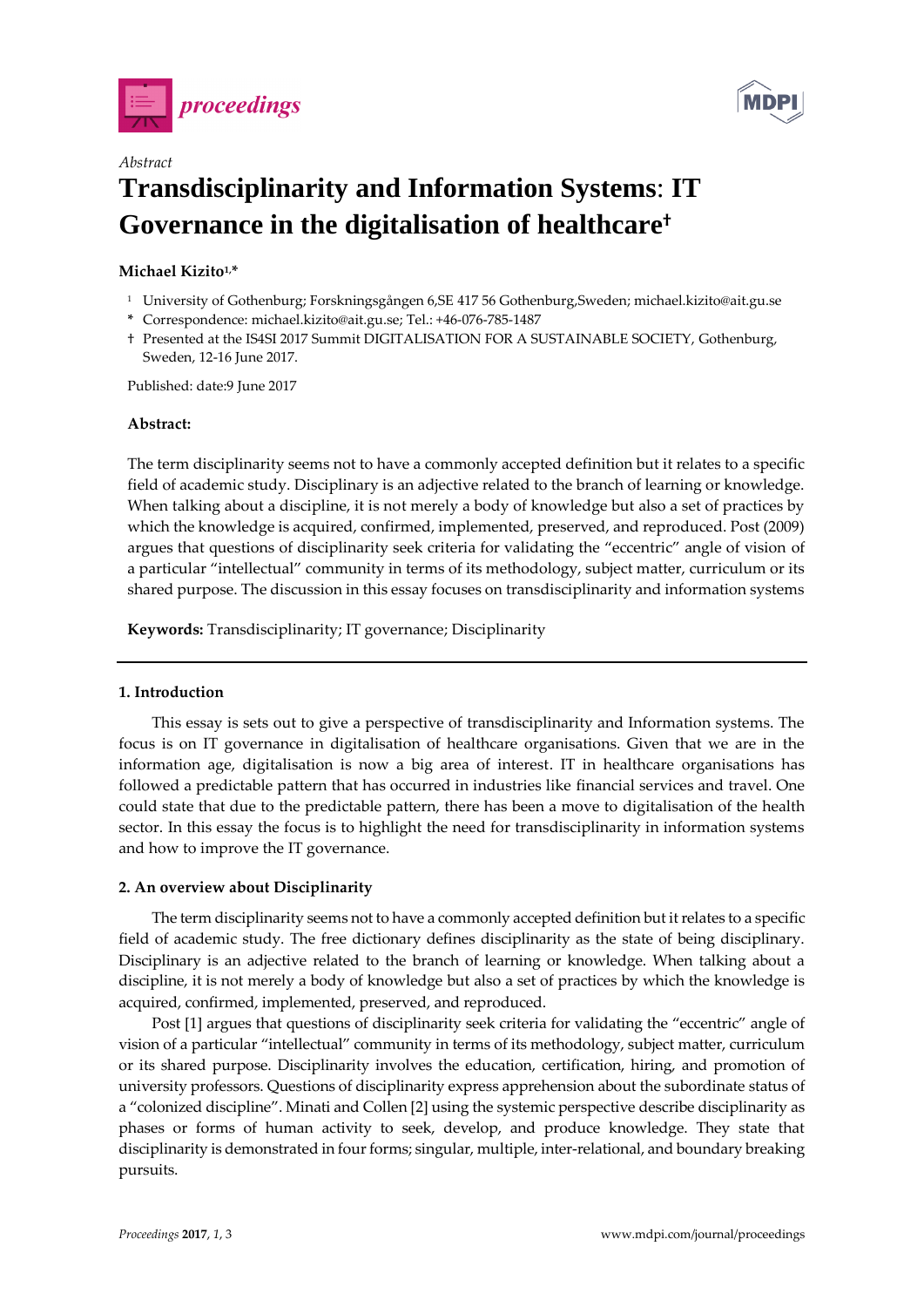*Abstract*

# Transdisciplinarity and Information Systems: IT Governance in the digitalisation of healthcare†

**Michael Kizito[1,*]**

[1] University of Gothenburg; Forskningsgången 6,SE 417 56 Gothenburg,Sweden; michael.kizito@ait.gu.se

\* Correspondence: michael.kizito@ait.gu.se; Tel.: +46-076-785-1487

† Presented at the IS4SI 2017 Summit DIGITALISATION FOR A SUSTAINABLE SOCIETY, Gothenburg, Sweden, 12-16 June 2017.

Published: date:9 June 2017

**Abstract:**

The term disciplinarity seems not to have a commonly accepted definition but it relates to a specific field of academic study. Disciplinary is an adjective related to the branch of learning or knowledge. When talking about a discipline, it is not merely a body of knowledge but also a set of practices by which the knowledge is acquired, confirmed, implemented, preserved, and reproduced. Post (2009) argues that questions of disciplinarity seek criteria for validating the "eccentric" angle of vision of a particular "intellectual" community in terms of its methodology, subject matter, curriculum or its shared purpose. The discussion in this essay focuses on transdisciplinarity and information systems

**Keywords:** Transdisciplinarity; IT governance; Disciplinarity

## 1. Introduction

This essay is sets out to give a perspective of transdisciplinarity and Information systems. The focus is on IT governance in digitalisation of healthcare organisations. Given that we are in the information age, digitalisation is now a big area of interest. IT in healthcare organisations has followed a predictable pattern that has occurred in industries like financial services and travel. One could state that due to the predictable pattern, there has been a move to digitalisation of the health sector. In this essay the focus is to highlight the need for transdisciplinarity in information systems and how to improve the IT governance.

## 2. An overview about Disciplinarity

The term disciplinarity seems not to have a commonly accepted definition but it relates to a specific field of academic study. The free dictionary defines disciplinarity as the state of being disciplinary. Disciplinary is an adjective related to the branch of learning or knowledge. When talking about a discipline, it is not merely a body of knowledge but also a set of practices by which the knowledge is acquired, confirmed, implemented, preserved, and reproduced.

Post [1] argues that questions of disciplinarity seek criteria for validating the "eccentric" angle of vision of a particular "intellectual" community in terms of its methodology, subject matter, curriculum or its shared purpose. Disciplinarity involves the education, certification, hiring, and promotion of university professors. Questions of disciplinarity express apprehension about the subordinate status of a "colonized discipline". Minati and Collen [2] using the systemic perspective describe disciplinarity as phases or forms of human activity to seek, develop, and produce knowledge. They state that disciplinarity is demonstrated in four forms; singular, multiple, inter-relational, and boundary breaking pursuits.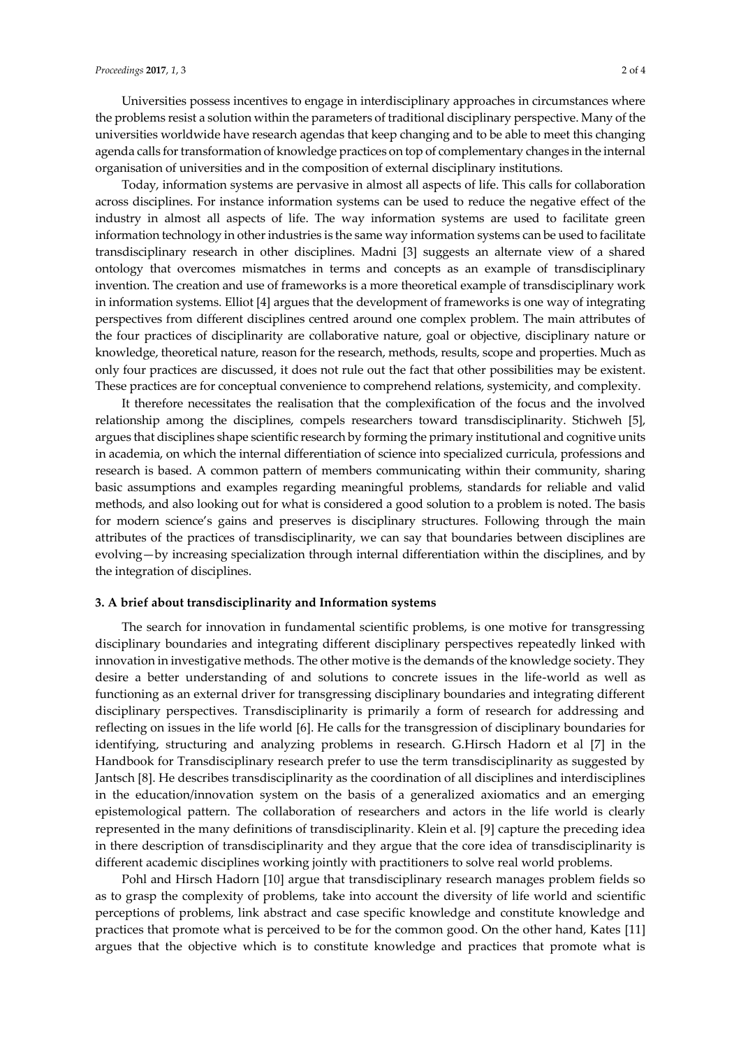Universities possess incentives to engage in interdisciplinary approaches in circumstances where the problems resist a solution within the parameters of traditional disciplinary perspective. Many of the universities worldwide have research agendas that keep changing and to be able to meet this changing agenda calls for transformation of knowledge practices on top of complementary changes in the internal organisation of universities and in the composition of external disciplinary institutions.

Today, information systems are pervasive in almost all aspects of life. This calls for collaboration across disciplines. For instance information systems can be used to reduce the negative effect of the industry in almost all aspects of life. The way information systems are used to facilitate green information technology in other industries is the same way information systems can be used to facilitate transdisciplinary research in other disciplines. Madni [3] suggests an alternate view of a shared ontology that overcomes mismatches in terms and concepts as an example of transdisciplinary invention. The creation and use of frameworks is a more theoretical example of transdisciplinary work in information systems. Elliot [4] argues that the development of frameworks is one way of integrating perspectives from different disciplines centred around one complex problem. The main attributes of the four practices of disciplinarity are collaborative nature, goal or objective, disciplinary nature or knowledge, theoretical nature, reason for the research, methods, results, scope and properties. Much as only four practices are discussed, it does not rule out the fact that other possibilities may be existent. These practices are for conceptual convenience to comprehend relations, systemicity, and complexity.

It therefore necessitates the realisation that the complexification of the focus and the involved relationship among the disciplines, compels researchers toward transdisciplinarity. Stichweh [5], argues that disciplines shape scientific research by forming the primary institutional and cognitive units in academia, on which the internal differentiation of science into specialized curricula, professions and research is based. A common pattern of members communicating within their community, sharing basic assumptions and examples regarding meaningful problems, standards for reliable and valid methods, and also looking out for what is considered a good solution to a problem is noted. The basis for modern science's gains and preserves is disciplinary structures. Following through the main attributes of the practices of transdisciplinarity, we can say that boundaries between disciplines are evolving—by increasing specialization through internal differentiation within the disciplines, and by the integration of disciplines.

## 3. A brief about transdisciplinarity and Information systems

The search for innovation in fundamental scientific problems, is one motive for transgressing disciplinary boundaries and integrating different disciplinary perspectives repeatedly linked with innovation in investigative methods. The other motive is the demands of the knowledge society. They desire a better understanding of and solutions to concrete issues in the life-world as well as functioning as an external driver for transgressing disciplinary boundaries and integrating different disciplinary perspectives. Transdisciplinarity is primarily a form of research for addressing and reflecting on issues in the life world [6]. He calls for the transgression of disciplinary boundaries for identifying, structuring and analyzing problems in research. G.Hirsch Hadorn et al [7] in the Handbook for Transdisciplinary research prefer to use the term transdisciplinarity as suggested by Jantsch [8]. He describes transdisciplinarity as the coordination of all disciplines and interdisciplines in the education/innovation system on the basis of a generalized axiomatics and an emerging epistemological pattern. The collaboration of researchers and actors in the life world is clearly represented in the many definitions of transdisciplinarity. Klein et al. [9] capture the preceding idea in there description of transdisciplinarity and they argue that the core idea of transdisciplinarity is different academic disciplines working jointly with practitioners to solve real world problems.

Pohl and Hirsch Hadorn [10] argue that transdisciplinary research manages problem fields so as to grasp the complexity of problems, take into account the diversity of life world and scientific perceptions of problems, link abstract and case specific knowledge and constitute knowledge and practices that promote what is perceived to be for the common good. On the other hand, Kates [11] argues that the objective which is to constitute knowledge and practices that promote what is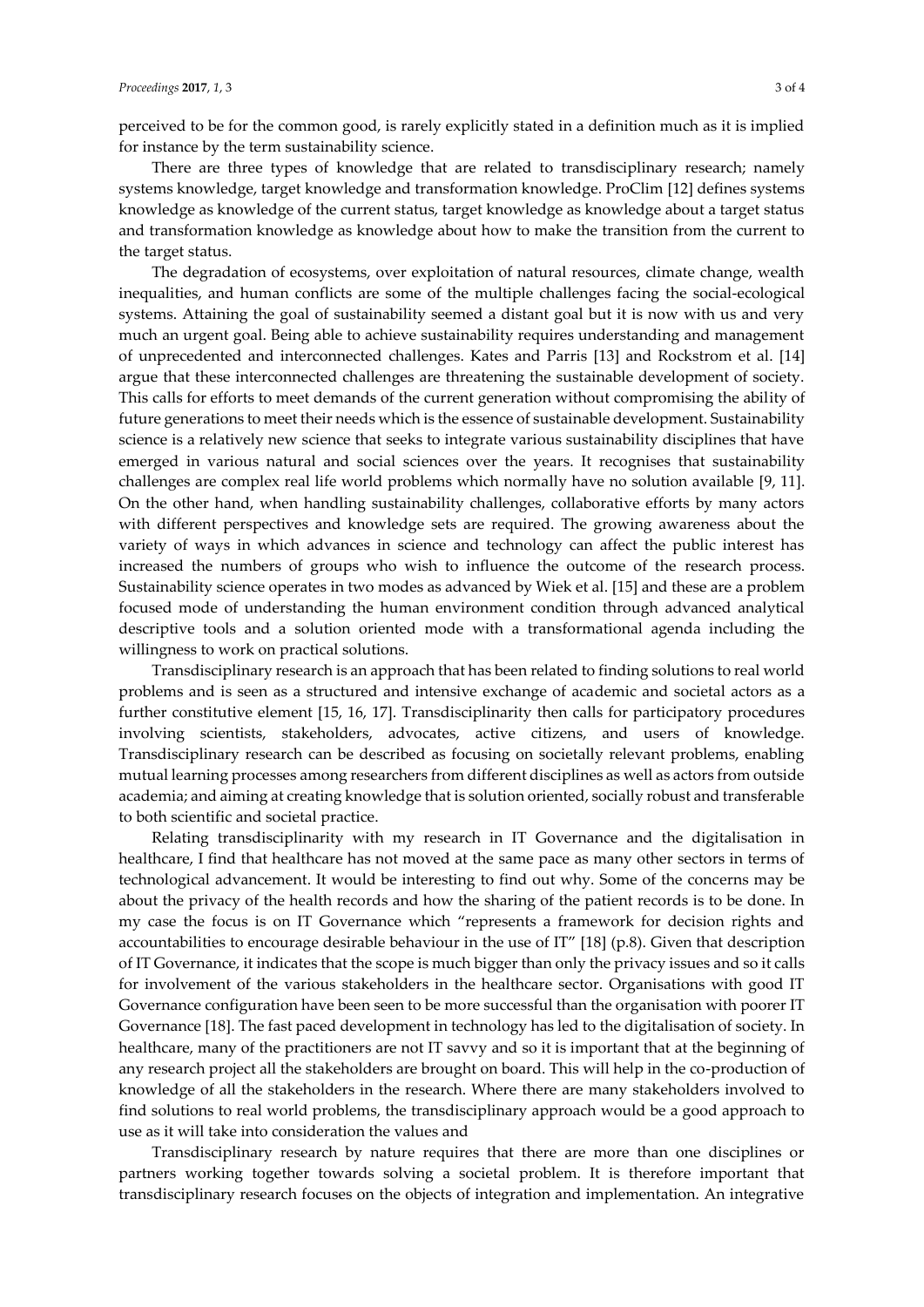perceived to be for the common good, is rarely explicitly stated in a definition much as it is implied for instance by the term sustainability science.

There are three types of knowledge that are related to transdisciplinary research; namely systems knowledge, target knowledge and transformation knowledge. ProClim [12] defines systems knowledge as knowledge of the current status, target knowledge as knowledge about a target status and transformation knowledge as knowledge about how to make the transition from the current to the target status.

The degradation of ecosystems, over exploitation of natural resources, climate change, wealth inequalities, and human conflicts are some of the multiple challenges facing the social-ecological systems. Attaining the goal of sustainability seemed a distant goal but it is now with us and very much an urgent goal. Being able to achieve sustainability requires understanding and management of unprecedented and interconnected challenges. Kates and Parris [13] and Rockstrom et al. [14] argue that these interconnected challenges are threatening the sustainable development of society. This calls for efforts to meet demands of the current generation without compromising the ability of future generations to meet their needs which is the essence of sustainable development. Sustainability science is a relatively new science that seeks to integrate various sustainability disciplines that have emerged in various natural and social sciences over the years. It recognises that sustainability challenges are complex real life world problems which normally have no solution available [9, 11]. On the other hand, when handling sustainability challenges, collaborative efforts by many actors with different perspectives and knowledge sets are required. The growing awareness about the variety of ways in which advances in science and technology can affect the public interest has increased the numbers of groups who wish to influence the outcome of the research process. Sustainability science operates in two modes as advanced by Wiek et al. [15] and these are a problem focused mode of understanding the human environment condition through advanced analytical descriptive tools and a solution oriented mode with a transformational agenda including the willingness to work on practical solutions.

Transdisciplinary research is an approach that has been related to finding solutions to real world problems and is seen as a structured and intensive exchange of academic and societal actors as a further constitutive element [15, 16, 17]. Transdisciplinarity then calls for participatory procedures involving scientists, stakeholders, advocates, active citizens, and users of knowledge. Transdisciplinary research can be described as focusing on societally relevant problems, enabling mutual learning processes among researchers from different disciplines as well as actors from outside academia; and aiming at creating knowledge that is solution oriented, socially robust and transferable to both scientific and societal practice.

Relating transdisciplinarity with my research in IT Governance and the digitalisation in healthcare, I find that healthcare has not moved at the same pace as many other sectors in terms of technological advancement. It would be interesting to find out why. Some of the concerns may be about the privacy of the health records and how the sharing of the patient records is to be done. In my case the focus is on IT Governance which "represents a framework for decision rights and accountabilities to encourage desirable behaviour in the use of IT" [18] (p.8). Given that description of IT Governance, it indicates that the scope is much bigger than only the privacy issues and so it calls for involvement of the various stakeholders in the healthcare sector. Organisations with good IT Governance configuration have been seen to be more successful than the organisation with poorer IT Governance [18]. The fast paced development in technology has led to the digitalisation of society. In healthcare, many of the practitioners are not IT savvy and so it is important that at the beginning of any research project all the stakeholders are brought on board. This will help in the co-production of knowledge of all the stakeholders in the research. Where there are many stakeholders involved to find solutions to real world problems, the transdisciplinary approach would be a good approach to use as it will take into consideration the values and

Transdisciplinary research by nature requires that there are more than one disciplines or partners working together towards solving a societal problem. It is therefore important that transdisciplinary research focuses on the objects of integration and implementation. An integrative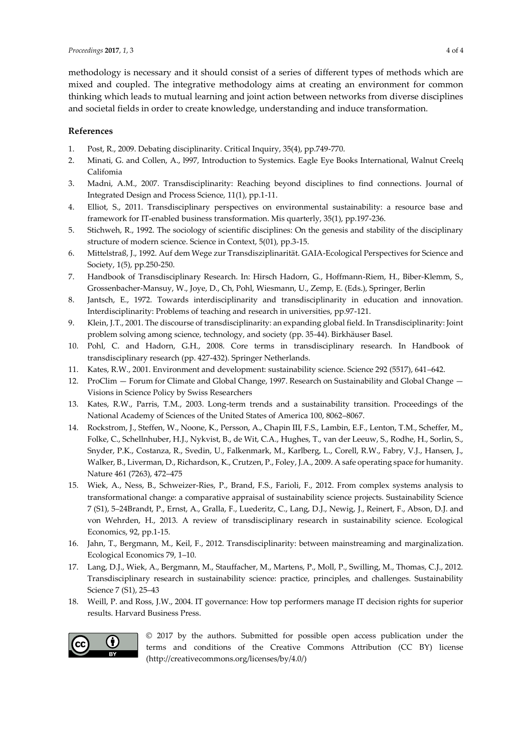methodology is necessary and it should consist of a series of different types of methods which are mixed and coupled. The integrative methodology aims at creating an environment for common thinking which leads to mutual learning and joint action between networks from diverse disciplines and societal fields in order to create knowledge, understanding and induce transformation.

## References

1. Post, R., 2009. Debating disciplinarity. Critical Inquiry, 35(4), pp.749-770.
2. Minati, G. and Collen, A., l997, Introduction to Systemics. Eagle Eye Books International, Walnut Creelq Califomia
3. Madni, A.M., 2007. Transdisciplinarity: Reaching beyond disciplines to find connections. Journal of Integrated Design and Process Science, 11(1), pp.1-11.
4. Elliot, S., 2011. Transdisciplinary perspectives on environmental sustainability: a resource base and framework for IT-enabled business transformation. Mis quarterly, 35(1), pp.197-236.
5. Stichweh, R., 1992. The sociology of scientific disciplines: On the genesis and stability of the disciplinary structure of modern science. Science in Context, 5(01), pp.3-15.
6. Mittelstraß, J., 1992. Auf dem Wege zur Transdisziplinarität. GAIA-Ecological Perspectives for Science and Society, 1(5), pp.250-250.
7. Handbook of Transdisciplinary Research. In: Hirsch Hadorn, G., Hoffmann-Riem, H., Biber-Klemm, S., Grossenbacher-Mansuy, W., Joye, D., Ch, Pohl, Wiesmann, U., Zemp, E. (Eds.), Springer, Berlin
8. Jantsch, E., 1972. Towards interdisciplinarity and transdisciplinarity in education and innovation. Interdisciplinarity: Problems of teaching and research in universities, pp.97-121.
9. Klein, J.T., 2001. The discourse of transdisciplinarity: an expanding global field. In Transdisciplinarity: Joint problem solving among science, technology, and society (pp. 35-44). Birkhäuser Basel.
10. Pohl, C. and Hadorn, G.H., 2008. Core terms in transdisciplinary research. In Handbook of transdisciplinary research (pp. 427-432). Springer Netherlands.
11. Kates, R.W., 2001. Environment and development: sustainability science. Science 292 (5517), 641–642.
12. ProClim — Forum for Climate and Global Change, 1997. Research on Sustainability and Global Change — Visions in Science Policy by Swiss Researchers
13. Kates, R.W., Parris, T.M., 2003. Long-term trends and a sustainability transition. Proceedings of the National Academy of Sciences of the United States of America 100, 8062–8067.
14. Rockstrom, J., Steffen, W., Noone, K., Persson, A., Chapin III, F.S., Lambin, E.F., Lenton, T.M., Scheffer, M., Folke, C., Schellnhuber, H.J., Nykvist, B., de Wit, C.A., Hughes, T., van der Leeuw, S., Rodhe, H., Sorlin, S., Snyder, P.K., Costanza, R., Svedin, U., Falkenmark, M., Karlberg, L., Corell, R.W., Fabry, V.J., Hansen, J., Walker, B., Liverman, D., Richardson, K., Crutzen, P., Foley, J.A., 2009. A safe operating space for humanity. Nature 461 (7263), 472–475
15. Wiek, A., Ness, B., Schweizer-Ries, P., Brand, F.S., Farioli, F., 2012. From complex systems analysis to transformational change: a comparative appraisal of sustainability science projects. Sustainability Science 7 (S1), 5–24Brandt, P., Ernst, A., Gralla, F., Luederitz, C., Lang, D.J., Newig, J., Reinert, F., Abson, D.J. and von Wehrden, H., 2013. A review of transdisciplinary research in sustainability science. Ecological Economics, 92, pp.1-15.
16. Jahn, T., Bergmann, M., Keil, F., 2012. Transdisciplinarity: between mainstreaming and marginalization. Ecological Economics 79, 1–10.
17. Lang, D.J., Wiek, A., Bergmann, M., Stauffacher, M., Martens, P., Moll, P., Swilling, M., Thomas, C.J., 2012. Transdisciplinary research in sustainability science: practice, principles, and challenges. Sustainability Science 7 (S1), 25–43
18. Weill, P. and Ross, J.W., 2004. IT governance: How top performers manage IT decision rights for superior results. Harvard Business Press.

© 2017 by the authors. Submitted for possible open access publication under the terms and conditions of the Creative Commons Attribution (CC BY) license (http://creativecommons.org/licenses/by/4.0/)